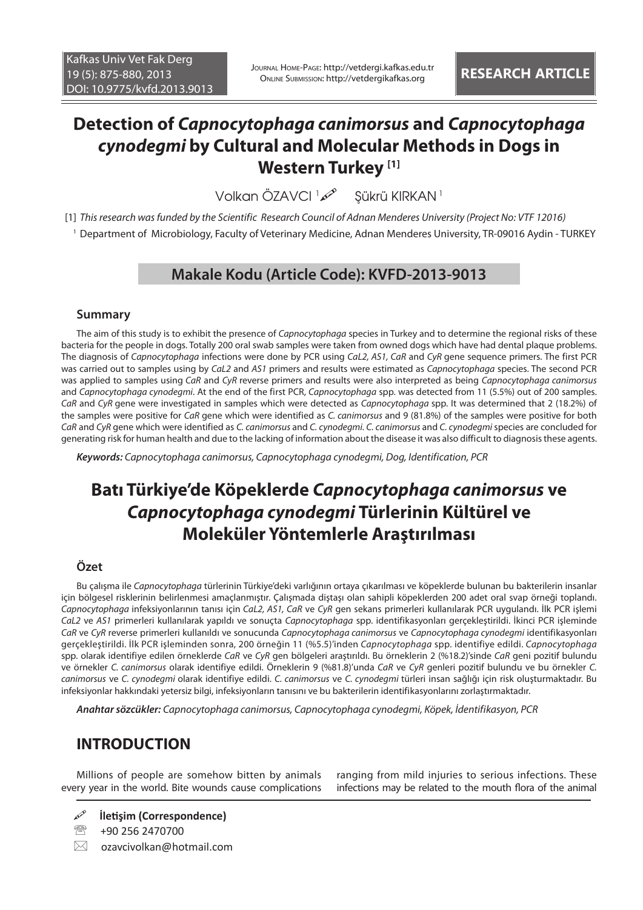RESEARCH ARTICLE

# Detection of *Capnocytophaga canimorsus* and *Capnocytophaga cynodegmi* by Cultural and Molecular Methods in Dogs in Western Turkey [1]

Volkan ÖZAVCI [1] Şükrü KIRKAN [1]

[1] *This research was funded by the Scientific Research Council of Adnan Menderes University (Project No: VTF 12016)*

[1] Department of Microbiology, Faculty of Veterinary Medicine, Adnan Menderes University, TR-09016 Aydin - TURKEY

## Makale Kodu (Article Code): KVFD-2013-9013

### Summary

The aim of this study is to exhibit the presence of *Capnocytophaga* species in Turkey and to determine the regional risks of these bacteria for the people in dogs. Totally 200 oral swab samples were taken from owned dogs which have had dental plaque problems. The diagnosis of *Capnocytophaga* infections were done by PCR using *CaL2, AS1, CaR* and *CyR* gene sequence primers. The first PCR was carried out to samples using by *CaL2* and *AS1* primers and results were estimated as *Capnocytophaga* species. The second PCR was applied to samples using *CaR* and *CyR* reverse primers and results were also interpreted as being *Capnocytophaga canimorsus* and *Capnocytophaga cynodegmi*. At the end of the first PCR, *Capnocytophaga* spp. was detected from 11 (5.5%) out of 200 samples. *CaR* and *CyR* gene were investigated in samples which were detected as *Capnocytophaga* spp. It was determined that 2 (18.2%) of the samples were positive for *CaR* gene which were identified as *C. canimorsus* and 9 (81.8%) of the samples were positive for both *CaR* and *CyR* gene which were identified as *C. canimorsus* and *C. cynodegmi. C. canimorsus* and *C. cynodegmi* species are concluded for generating risk for human health and due to the lacking of information about the disease it was also difficult to diagnosis these agents.

***Keywords:*** *Capnocytophaga canimorsus, Capnocytophaga cynodegmi, Dog, Identification, PCR*

# Batı Türkiye'de Köpeklerde *Capnocytophaga canimorsus* ve *Capnocytophaga cynodegmi* Türlerinin Kültürel ve Moleküler Yöntemlerle Araştırılması

### Özet

Bu çalışma ile *Capnocytophaga* türlerinin Türkiye'deki varlığının ortaya çıkarılması ve köpeklerde bulunan bu bakterilerin insanlar için bölgesel risklerinin belirlenmesi amaçlanmıştır. Çalışmada dıştaşı olan sahipli köpeklerden 200 adet oral svap örneği toplandı. *Capnocytophaga* infeksiyonlarının tanısı için *CaL2, AS1, CaR* ve *CyR* gen sekans primerleri kullanılarak PCR uygulandı. İlk PCR işlemi *CaL2* ve *AS1* primerleri kullanılarak yapıldı ve sonuçta *Capnocytophaga* spp. identifikasyonları gerçekleştirildi. İkinci PCR işleminde *CaR* ve *CyR* reverse primerleri kullanıldı ve sonucunda *Capnocytophaga canimorsus* ve *Capnocytophaga cynodegmi* identifikasyonları gerçekleştirildi. İlk PCR işleminden sonra, 200 örneğin 11 (%5.5)'inden *Capnocytophaga* spp. identifiye edildi. *Capnocytophaga* spp. olarak identifiye edilen örneklerde *CaR* ve *CyR* gen bölgeleri araştırıldı. Bu örneklerin 2 (%18.2)'sinde *CaR* geni pozitif bulundu ve örnekler *C. canimorsus* olarak identifiye edildi. Örneklerin 9 (%81.8)'unda *CaR* ve *CyR* genleri pozitif bulundu ve bu örnekler *C. canimorsus* ve *C. cynodegmi* olarak identifiye edildi. *C. canimorsus* ve *C. cynodegmi* türleri insan sağlığı için risk oluşturmaktadır. Bu infeksiyonlar hakkındaki yetersiz bilgi, infeksiyonların tanısını ve bu bakterilerin identifikasyonlarını zorlaştırmaktadır.

***Anahtar sözcükler:*** *Capnocytophaga canimorsus, Capnocytophaga cynodegmi, Köpek, İdentifikasyon, PCR*

## INTRODUCTION

Millions of people are somehow bitten by animals every year in the world. Bite wounds cause complications ranging from mild injuries to serious infections. These infections may be related to the mouth flora of the animal

**İletişim (Correspondence)**

+90 256 2470700

ozavcivolkan@hotmail.com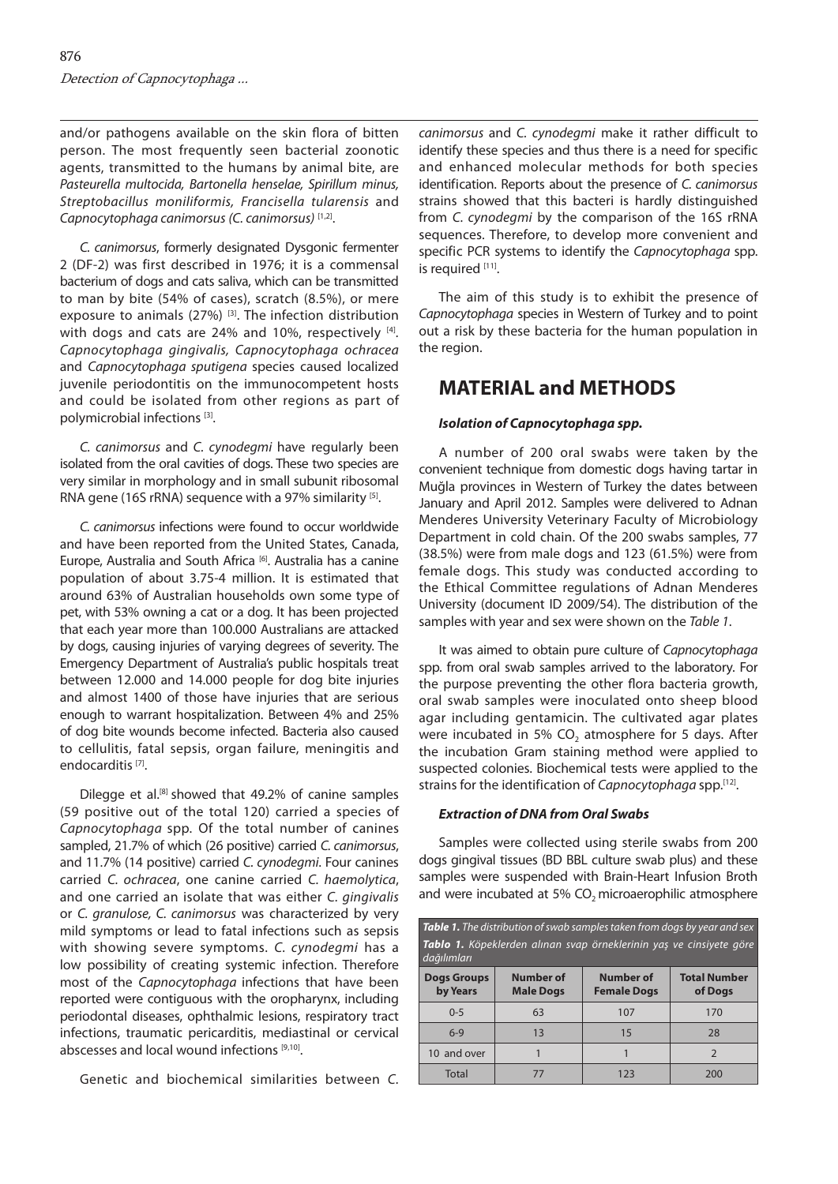and/or pathogens available on the skin flora of bitten person. The most frequently seen bacterial zoonotic agents, transmitted to the humans by animal bite, are *Pasteurella multocida, Bartonella henselae, Spirillum minus, Streptobacillus moniliformis, Francisella tularensis* and *Capnocytophaga canimorsus (C. canimorsus)* [1,2].

*C. canimorsus*, formerly designated Dysgonic fermenter 2 (DF-2) was first described in 1976; it is a commensal bacterium of dogs and cats saliva, which can be transmitted to man by bite (54% of cases), scratch (8.5%), or mere exposure to animals (27%) [3]. The infection distribution with dogs and cats are 24% and 10%, respectively [4]. *Capnocytophaga gingivalis, Capnocytophaga ochracea* and *Capnocytophaga sputigena* species caused localized juvenile periodontitis on the immunocompetent hosts and could be isolated from other regions as part of polymicrobial infections [3].

*C. canimorsus* and *C. cynodegmi* have regularly been isolated from the oral cavities of dogs. These two species are very similar in morphology and in small subunit ribosomal RNA gene (16S rRNA) sequence with a 97% similarity [5].

*C. canimorsus* infections were found to occur worldwide and have been reported from the United States, Canada, Europe, Australia and South Africa [6]. Australia has a canine population of about 3.75-4 million. It is estimated that around 63% of Australian households own some type of pet, with 53% owning a cat or a dog. It has been projected that each year more than 100.000 Australians are attacked by dogs, causing injuries of varying degrees of severity. The Emergency Department of Australia's public hospitals treat between 12.000 and 14.000 people for dog bite injuries and almost 1400 of those have injuries that are serious enough to warrant hospitalization. Between 4% and 25% of dog bite wounds become infected. Bacteria also caused to cellulitis, fatal sepsis, organ failure, meningitis and endocarditis [7].

Dilegge et al.[8] showed that 49.2% of canine samples (59 positive out of the total 120) carried a species of *Capnocytophaga* spp. Of the total number of canines sampled, 21.7% of which (26 positive) carried *C. canimorsus*, and 11.7% (14 positive) carried *C. cynodegmi*. Four canines carried *C. ochracea*, one canine carried *C. haemolytica*, and one carried an isolate that was either *C. gingivalis* or *C. granulose, C. canimorsus* was characterized by very mild symptoms or lead to fatal infections such as sepsis with showing severe symptoms. *C. cynodegmi* has a low possibility of creating systemic infection. Therefore most of the *Capnocytophaga* infections that have been reported were contiguous with the oropharynx, including periodontal diseases, ophthalmic lesions, respiratory tract infections, traumatic pericarditis, mediastinal or cervical abscesses and local wound infections [9,10].

Genetic and biochemical similarities between *C. canimorsus* and *C. cynodegmi* make it rather difficult to identify these species and thus there is a need for specific and enhanced molecular methods for both species identification. Reports about the presence of *C. canimorsus* strains showed that this bacteri is hardly distinguished from *C. cynodegmi* by the comparison of the 16S rRNA sequences. Therefore, to develop more convenient and specific PCR systems to identify the *Capnocytophaga* spp. is required [11].

The aim of this study is to exhibit the presence of *Capnocytophaga* species in Western of Turkey and to point out a risk by these bacteria for the human population in the region.

## MATERIAL and METHODS

### *Isolation of Capnocytophaga spp.*

A number of 200 oral swabs were taken by the convenient technique from domestic dogs having tartar in Muğla provinces in Western of Turkey the dates between January and April 2012. Samples were delivered to Adnan Menderes University Veterinary Faculty of Microbiology Department in cold chain. Of the 200 swabs samples, 77 (38.5%) were from male dogs and 123 (61.5%) were from female dogs. This study was conducted according to the Ethical Committee regulations of Adnan Menderes University (document ID 2009/54). The distribution of the samples with year and sex were shown on the *Table 1*.

It was aimed to obtain pure culture of *Capnocytophaga* spp. from oral swab samples arrived to the laboratory. For the purpose preventing the other flora bacteria growth, oral swab samples were inoculated onto sheep blood agar including gentamicin. The cultivated agar plates were incubated in 5% $CO_2$ atmosphere for 5 days. After the incubation Gram staining method were applied to suspected colonies. Biochemical tests were applied to the strains for the identification of *Capnocytophaga* spp.[12].

### *Extraction of DNA from Oral Swabs*

Samples were collected using sterile swabs from 200 dogs gingival tissues (BD BBL culture swab plus) and these samples were suspended with Brain-Heart Infusion Broth and were incubated at 5% $CO_2$ microaerophilic atmosphere

***Table 1.*** *The distribution of swab samples taken from dogs by year and sex*
***Tablo 1.*** *Köpeklerden alınan svap örneklerinin yaş ve cinsiyete göre dağılımları*

| Dogs Groups by Years | Number of Male Dogs | Number of Female Dogs | Total Number of Dogs |
|---|---|---|---|
| 0-5 | 63 | 107 | 170 |
| 6-9 | 13 | 15 | 28 |
| 10 and over | 1 | 1 | 2 |
| Total | 77 | 123 | 200 |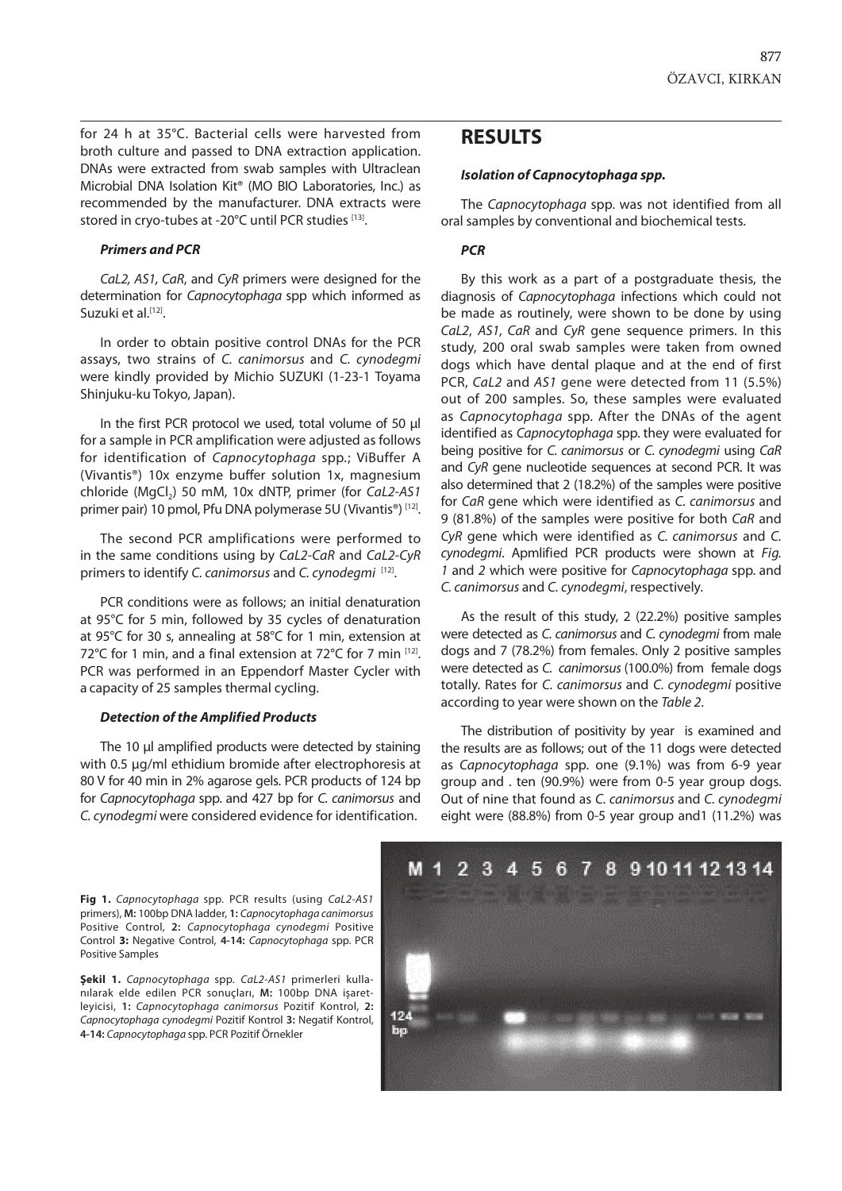for 24 h at 35°C. Bacterial cells were harvested from broth culture and passed to DNA extraction application. DNAs were extracted from swab samples with Ultraclean Microbial DNA Isolation Kit® (MO BIO Laboratories, Inc.) as recommended by the manufacturer. DNA extracts were stored in cryo-tubes at -20°C until PCR studies [13].

### *Primers and PCR*

*CaL2, AS1, CaR*, and *CyR* primers were designed for the determination for *Capnocytophaga* spp which informed as Suzuki et al.[12].

In order to obtain positive control DNAs for the PCR assays, two strains of *C. canimorsus* and *C. cynodegmi* were kindly provided by Michio SUZUKI (1-23-1 Toyama Shinjuku-ku Tokyo, Japan).

In the first PCR protocol we used, total volume of 50 µl for a sample in PCR amplification were adjusted as follows for identification of *Capnocytophaga* spp.; ViBuffer A (Vivantis®) 10x enzyme buffer solution 1x, magnesium chloride ($MgCl_2$) 50 mM, 10x dNTP, primer (for *CaL2-AS1* primer pair) 10 pmol, Pfu DNA polymerase 5U (Vivantis®) [12].

The second PCR amplifications were performed to in the same conditions using by *CaL2-CaR* and *CaL2-CyR* primers to identify *C. canimorsus* and *C. cynodegmi* [12].

PCR conditions were as follows; an initial denaturation at 95°C for 5 min, followed by 35 cycles of denaturation at 95°C for 30 s, annealing at 58°C for 1 min, extension at 72°C for 1 min, and a final extension at 72°C for 7 min [12]. PCR was performed in an Eppendorf Master Cycler with a capacity of 25 samples thermal cycling.

### *Detection of the Amplified Products*

The 10 µl amplified products were detected by staining with 0.5 µg/ml ethidium bromide after electrophoresis at 80 V for 40 min in 2% agarose gels. PCR products of 124 bp for *Capnocytophaga* spp. and 427 bp for *C. canimorsus* and *C. cynodegmi* were considered evidence for identification.

## RESULTS

### *Isolation of Capnocytophaga spp.*

The *Capnocytophaga* spp. was not identified from all oral samples by conventional and biochemical tests.

### *PCR*

By this work as a part of a postgraduate thesis, the diagnosis of *Capnocytophaga* infections which could not be made as routinely, were shown to be done by using *CaL2*, *AS1, CaR* and *CyR* gene sequence primers. In this study, 200 oral swab samples were taken from owned dogs which have dental plaque and at the end of first PCR, *CaL2* and *AS1* gene were detected from 11 (5.5%) out of 200 samples. So, these samples were evaluated as *Capnocytophaga* spp. After the DNAs of the agent identified as *Capnocytophaga* spp. they were evaluated for being positive for *C. canimorsus* or *C. cynodegmi* using *CaR* and *CyR* gene nucleotide sequences at second PCR. It was also determined that 2 (18.2%) of the samples were positive for *CaR* gene which were identified as *C. canimorsus* and 9 (81.8%) of the samples were positive for both *CaR* and *CyR* gene which were identified as *C. canimorsus* and *C. cynodegmi*. Apmlified PCR products were shown at *Fig. 1* and *2* which were positive for *Capnocytophaga* spp. and *C. canimorsus* and *C. cynodegmi*, respectively.

As the result of this study, 2 (22.2%) positive samples were detected as *C. canimorsus* and *C. cynodegmi* from male dogs and 7 (78.2%) from females. Only 2 positive samples were detected as *C. canimorsus* (100.0%) from female dogs totally. Rates for *C. canimorsus* and *C. cynodegmi* positive according to year were shown on the *Table 2*.

The distribution of positivity by year is examined and the results are as follows; out of the 11 dogs were detected as *Capnocytophaga* spp. one (9.1%) was from 6-9 year group and . ten (90.9%) were from 0-5 year group dogs. Out of nine that found as *C. canimorsus* and *C. cynodegmi* eight were (88.8%) from 0-5 year group and1 (11.2%) was

**Fig 1.** *Capnocytophaga* spp. PCR results (using *CaL2-AS1* primers), **M:** 100bp DNA ladder, **1:** *Capnocytophaga canimorsus* Positive Control, **2:** *Capnocytophaga cynodegmi* Positive Control **3:** Negative Control, **4-14:** *Capnocytophaga* spp. PCR Positive Samples

**Şekil 1.** *Capnocytophaga* spp. *CaL2-AS1* primerleri kullanılarak elde edilen PCR sonuçları, **M:** 100bp DNA işaretleyicisi, **1:** *Capnocytophaga canimorsus* Pozitif Kontrol, **2:** *Capnocytophaga cynodegmi* Pozitif Kontrol **3:** Negatif Kontrol, **4-14:** *Capnocytophaga* spp. PCR Pozitif Örnekler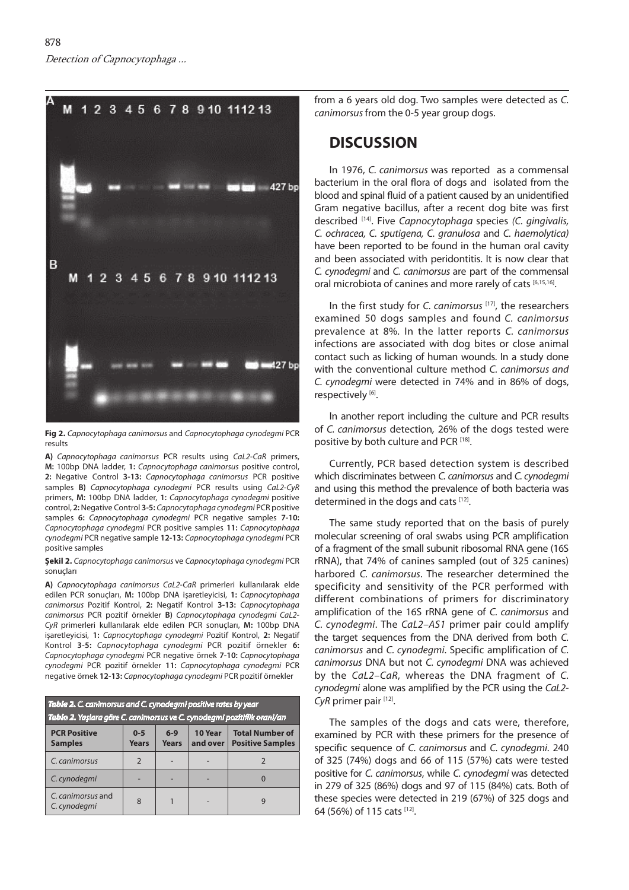**Fig 2.** *Capnocytophaga canimorsus* and *Capnocytophaga cynodegmi* PCR results

**A)** *Capnocytophaga canimorsus* PCR results using *CaL2-CaR* primers, **M:** 100bp DNA ladder, **1:** *Capnocytophaga canimorsus* positive control, **2:** Negative Control **3-13:** *Capnocytophaga canimorsus* PCR positive samples **B)** *Capnocytophaga cynodegmi* PCR results using *CaL2-CyR* primers, **M:** 100bp DNA ladder, **1:** *Capnocytophaga cynodegmi* positive control, **2:** Negative Control **3-5:** *Capnocytophaga cynodegmi* PCR positive samples **6:** *Capnocytophaga cynodegmi* PCR negative samples **7-10:** *Capnocytophaga cynodegmi* PCR positive samples **11:** *Capnocytophaga cynodegmi* PCR negative sample **12-13:** *Capnocytophaga cynodegmi* PCR positive samples

**Şekil 2.** *Capnocytophaga canimorsus* ve *Capnocytophaga cynodegmi* PCR sonuçları

**A)** *Capnocytophaga canimorsus CaL2-CaR* primerleri kullanılarak elde edilen PCR sonuçları, **M:** 100bp DNA işaretleyicisi, **1:** *Capnocytophaga canimorsus* Pozitif Kontrol, **2:** Negatif Kontrol **3-13:** *Capnocytophaga canimorsus* PCR pozitif örnekler **B)** *Capnocytophaga cynodegmi CaL2-CyR* primerleri kullanılarak elde edilen PCR sonuçları, **M:** 100bp DNA işaretleyicisi, **1:** *Capnocytophaga cynodegmi* Pozitif Kontrol, **2:** Negatif Kontrol **3-5:** *Capnocytophaga cynodegmi* PCR pozitif örnekler **6:** *Capnocytophaga cynodegmi* PCR negative örnek **7-10:** *Capnocytophaga cynodegmi* PCR pozitif örnekler **11:** *Capnocytophaga cynodegmi* PCR negative örnek **12-13:** *Capnocytophaga cynodegmi* PCR pozitif örnekler

**Table 2.** *C. canimorsus and C. cynodegmi positive rates by year*
**Tablo 2.** *Yaşlara göre C. canimorsus ve C. cynodegmi pozitiflik oranl/arı*

| PCR Positive Samples | 0-5 Years | 6-9 Years | 10 Year and over | Total Number of Positive Samples |
|---|---|---|---|---|
| *C. canimorsus* | 2 | - | - | 2 |
| *C. cynodegmi* | - | - | - | 0 |
| *C. canimorsus* and *C. cynodegmi* | 8 | 1 | - | 9 |

from a 6 years old dog. Two samples were detected as *C. canimorsus* from the 0-5 year group dogs.

## DISCUSSION

In 1976, *C. canimorsus* was reported as a commensal bacterium in the oral flora of dogs and isolated from the blood and spinal fluid of a patient caused by an unidentified Gram negative bacillus, after a recent dog bite was first described [14]. Five *Capnocytophaga* species *(C. gingivalis, C. ochracea, C. sputigena, C. granulosa* and *C. haemolytica)* have been reported to be found in the human oral cavity and been associated with peridontitis. It is now clear that *C. cynodegmi* and *C. canimorsus* are part of the commensal oral microbiota of canines and more rarely of cats [6,15,16].

In the first study for *C. canimorsus* [17], the researchers examined 50 dogs samples and found *C. canimorsus* prevalence at 8%. In the latter reports *C. canimorsus* infections are associated with dog bites or close animal contact such as licking of human wounds. In a study done with the conventional culture method *C. canimorsus and C. cynodegmi* were detected in 74% and in 86% of dogs, respectively [6].

In another report including the culture and PCR results of *C. canimorsus* detection, 26% of the dogs tested were positive by both culture and PCR [18].

Currently, PCR based detection system is described which discriminates between *C. canimorsus* and *C. cynodegmi* and using this method the prevalence of both bacteria was determined in the dogs and cats [12].

The same study reported that on the basis of purely molecular screening of oral swabs using PCR amplification of a fragment of the small subunit ribosomal RNA gene (16S rRNA), that 74% of canines sampled (out of 325 canines) harbored *C. canimorsus*. The researcher determined the specificity and sensitivity of the PCR performed with different combinations of primers for discriminatory amplification of the 16S rRNA gene of *C. canimorsus* and *C. cynodegmi*. The *CaL2–AS1* primer pair could amplify the target sequences from the DNA derived from both *C. canimorsus* and *C. cynodegmi*. Specific amplification of *C. canimorsus* DNA but not *C. cynodegmi* DNA was achieved by the *CaL2–CaR*, whereas the DNA fragment of *C. cynodegmi* alone was amplified by the PCR using the *CaL2-CyR* primer pair [12].

The samples of the dogs and cats were, therefore, examined by PCR with these primers for the presence of specific sequence of *C. canimorsus* and *C. cynodegmi*. 240 of 325 (74%) dogs and 66 of 115 (57%) cats were tested positive for *C. canimorsus*, while *C. cynodegmi* was detected in 279 of 325 (86%) dogs and 97 of 115 (84%) cats. Both of these species were detected in 219 (67%) of 325 dogs and 64 (56%) of 115 cats [12].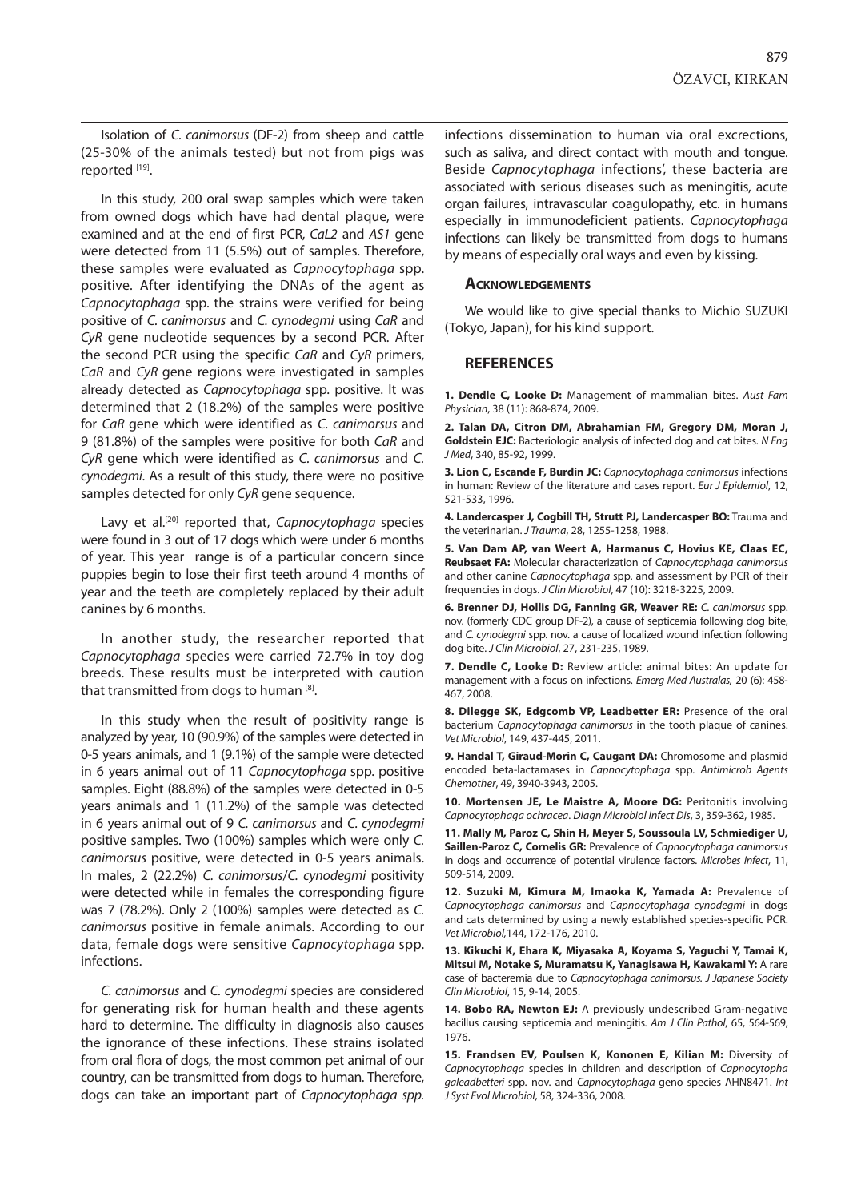Isolation of *C. canimorsus* (DF-2) from sheep and cattle (25-30% of the animals tested) but not from pigs was reported [19].

In this study, 200 oral swap samples which were taken from owned dogs which have had dental plaque, were examined and at the end of first PCR, *CaL2* and *AS1* gene were detected from 11 (5.5%) out of samples. Therefore, these samples were evaluated as *Capnocytophaga* spp. positive. After identifying the DNAs of the agent as *Capnocytophaga* spp. the strains were verified for being positive of *C. canimorsus* and *C. cynodegmi* using *CaR* and *CyR* gene nucleotide sequences by a second PCR. After the second PCR using the specific *CaR* and *CyR* primers, *CaR* and *CyR* gene regions were investigated in samples already detected as *Capnocytophaga* spp. positive. It was determined that 2 (18.2%) of the samples were positive for *CaR* gene which were identified as *C. canimorsus* and 9 (81.8%) of the samples were positive for both *CaR* and *CyR* gene which were identified as *C. canimorsus* and *C. cynodegmi*. As a result of this study, there were no positive samples detected for only *CyR* gene sequence.

Lavy et al.[20] reported that, *Capnocytophaga* species were found in 3 out of 17 dogs which were under 6 months of year. This year range is of a particular concern since puppies begin to lose their first teeth around 4 months of year and the teeth are completely replaced by their adult canines by 6 months.

In another study, the researcher reported that *Capnocytophaga* species were carried 72.7% in toy dog breeds. These results must be interpreted with caution that transmitted from dogs to human [8].

In this study when the result of positivity range is analyzed by year, 10 (90.9%) of the samples were detected in 0-5 years animals, and 1 (9.1%) of the sample were detected in 6 years animal out of 11 *Capnocytophaga* spp. positive samples. Eight (88.8%) of the samples were detected in 0-5 years animals and 1 (11.2%) of the sample was detected in 6 years animal out of 9 *C. canimorsus* and *C. cynodegmi* positive samples. Two (100%) samples which were only *C. canimorsus* positive, were detected in 0-5 years animals. In males, 2 (22.2%) *C. canimorsus*/*C. cynodegmi* positivity were detected while in females the corresponding figure was 7 (78.2%). Only 2 (100%) samples were detected as *C. canimorsus* positive in female animals. According to our data, female dogs were sensitive *Capnocytophaga* spp. infections.

*C. canimorsus* and *C. cynodegmi* species are considered for generating risk for human health and these agents hard to determine. The difficulty in diagnosis also causes the ignorance of these infections. These strains isolated from oral flora of dogs, the most common pet animal of our country, can be transmitted from dogs to human. Therefore, dogs can take an important part of *Capnocytophaga spp.* infections dissemination to human via oral excrections, such as saliva, and direct contact with mouth and tongue. Beside *Capnocytophaga* infections', these bacteria are associated with serious diseases such as meningitis, acute organ failures, intravascular coagulopathy, etc. in humans especially in immunodeficient patients. *Capnocytophaga* infections can likely be transmitted from dogs to humans by means of especially oral ways and even by kissing.

### Acknowledgements

We would like to give special thanks to Michio SUZUKI (Tokyo, Japan), for his kind support.

## REFERENCES

**1. Dendle C, Looke D:** Management of mammalian bites. *Aust Fam Physician*, 38 (11): 868-874, 2009.

**2. Talan DA, Citron DM, Abrahamian FM, Gregory DM, Moran J, Goldstein EJC:** Bacteriologic analysis of infected dog and cat bites. *N Eng J Med*, 340, 85-92, 1999.

**3. Lion C, Escande F, Burdin JC:** *Capnocytophaga canimorsus* infections in human: Review of the literature and cases report. *Eur J Epidemiol*, 12, 521-533, 1996.

**4. Landercasper J, Cogbill TH, Strutt PJ, Landercasper BO:** Trauma and the veterinarian. *J Trauma*, 28, 1255-1258, 1988.

**5. Van Dam AP, van Weert A, Harmanus C, Hovius KE, Claas EC, Reubsaet FA:** Molecular characterization of *Capnocytophaga canimorsus* and other canine *Capnocytophaga* spp. and assessment by PCR of their frequencies in dogs. *J Clin Microbiol*, 47 (10): 3218-3225, 2009.

**6. Brenner DJ, Hollis DG, Fanning GR, Weaver RE:** *C. canimorsus* spp. nov. (formerly CDC group DF-2), a cause of septicemia following dog bite, and *C. cynodegmi* spp. nov. a cause of localized wound infection following dog bite. *J Clin Microbiol*, 27, 231-235, 1989.

**7. Dendle C, Looke D:** Review article: animal bites: An update for management with a focus on infections. *Emerg Med Australas,* 20 (6): 458-467, 2008.

**8. Dilegge SK, Edgcomb VP, Leadbetter ER:** Presence of the oral bacterium *Capnocytophaga canimorsus* in the tooth plaque of canines. *Vet Microbiol*, 149, 437-445, 2011.

**9. Handal T, Giraud-Morin C, Caugant DA:** Chromosome and plasmid encoded beta-lactamases in *Capnocytophaga* spp. *Antimicrob Agents Chemother*, 49, 3940-3943, 2005.

**10. Mortensen JE, Le Maistre A, Moore DG:** Peritonitis involving *Capnocytophaga ochracea*. *Diagn Microbiol Infect Dis*, 3, 359-362, 1985.

**11. Mally M, Paroz C, Shin H, Meyer S, Soussoula LV, Schmiediger U, Saillen-Paroz C, Cornelis GR:** Prevalence of *Capnocytophaga canimorsus* in dogs and occurrence of potential virulence factors. *Microbes Infect*, 11, 509-514, 2009.

**12. Suzuki M, Kimura M, Imaoka K, Yamada A:** Prevalence of *Capnocytophaga canimorsus* and *Capnocytophaga cynodegmi* in dogs and cats determined by using a newly established species-specific PCR. *Vet Microbiol,*144, 172-176, 2010.

**13. Kikuchi K, Ehara K, Miyasaka A, Koyama S, Yaguchi Y, Tamai K, Mitsui M, Notake S, Muramatsu K, Yanagisawa H, Kawakami Y:** A rare case of bacteremia due to *Capnocytophaga canimorsus*. *J Japanese Society Clin Microbiol*, 15, 9-14, 2005.

**14. Bobo RA, Newton EJ:** A previously undescribed Gram-negative bacillus causing septicemia and meningitis. *Am J Clin Pathol*, 65, 564-569, 1976.

**15. Frandsen EV, Poulsen K, Kononen E, Kilian M:** Diversity of *Capnocytophaga* species in children and description of *Capnocytopha galeadbetteri* spp. nov. and *Capnocytophaga* geno species AHN8471. *Int J Syst Evol Microbiol*, 58, 324-336, 2008.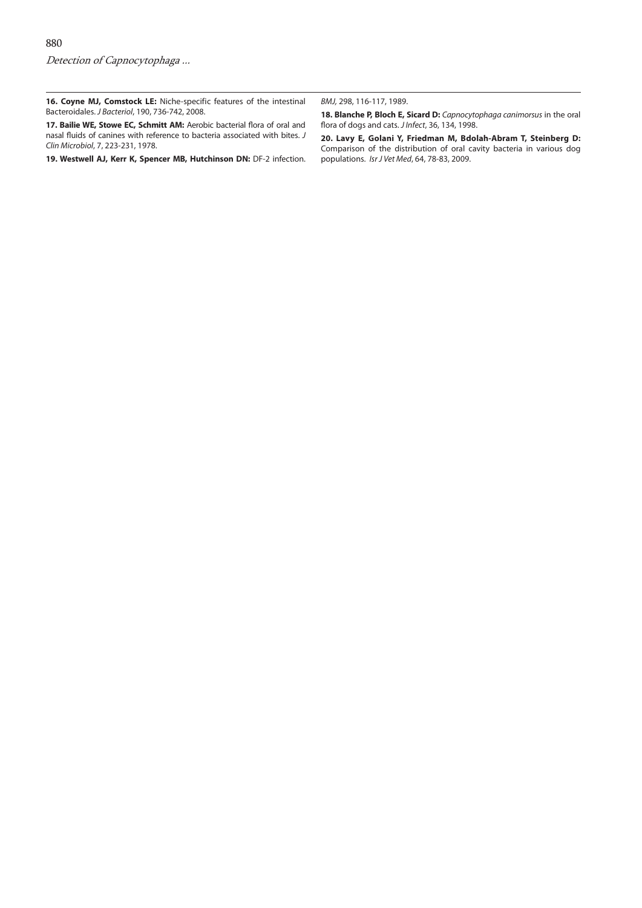**16. Coyne MJ, Comstock LE:** Niche-specific features of the intestinal Bacteroidales. *J Bacteriol*, 190, 736-742, 2008.

**17. Bailie WE, Stowe EC, Schmitt AM:** Aerobic bacterial flora of oral and nasal fluids of canines with reference to bacteria associated with bites. *J Clin Microbiol*, 7, 223-231, 1978.

**18. Blanche P, Bloch E, Sicard D:** *Capnocytophaga canimorsus* in the oral flora of dogs and cats. *J Infect*, 36, 134, 1998.

**19. Westwell AJ, Kerr K, Spencer MB, Hutchinson DN:** DF-2 infection. *BMJ*, 298, 116-117, 1989.

**20. Lavy E, Golani Y, Friedman M, Bdolah-Abram T, Steinberg D:** Comparison of the distribution of oral cavity bacteria in various dog populations. *Isr J Vet Med*, 64, 78-83, 2009.